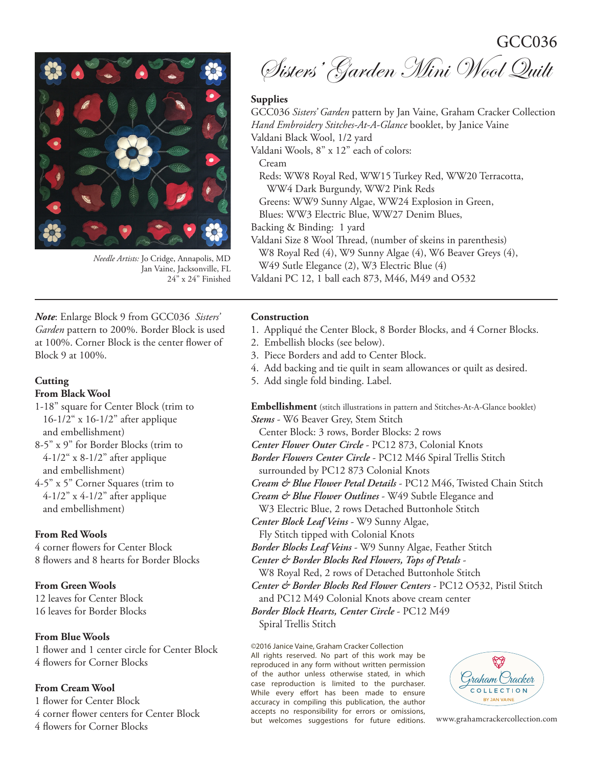GCC036

# Sisters' Garden Mini Wool Quilt

*Needle Artists:* Jo Cridge, Annapolis, MD
Jan Vaine, Jacksonville, FL
24" x 24" Finished

## Supplies

GCC036 *Sisters' Garden* pattern by Jan Vaine, Graham Cracker Collection
*Hand Embroidery Stitches-At-A-Glance* booklet, by Janice Vaine
Valdani Black Wool, 1/2 yard
Valdani Wools, 8" x 12" each of colors:
- Cream
- Reds: WW8 Royal Red, WW15 Turkey Red, WW20 Terracotta, WW4 Dark Burgundy, WW2 Pink Reds
- Greens: WW9 Sunny Algae, WW24 Explosion in Green,
- Blues: WW3 Electric Blue, WW27 Denim Blues,

Backing & Binding: 1 yard
Valdani Size 8 Wool Thread, (number of skeins in parenthesis)
- W8 Royal Red (4), W9 Sunny Algae (4), W6 Beaver Greys (4), W49 Sutle Elegance (2), W3 Electric Blue (4)

Valdani PC 12, 1 ball each 873, M46, M49 and O532

***Note***: Enlarge Block 9 from GCC036 *Sisters' Garden* pattern to 200%. Border Block is used at 100%. Corner Block is the center flower of Block 9 at 100%.

## Cutting

**From Black Wool**
- 1-18" square for Center Block (trim to 16-1/2" x 16-1/2" after applique and embellishment)
- 8-5" x 9" for Border Blocks (trim to 4-1/2" x 8-1/2" after applique and embellishment)
- 4-5" x 5" Corner Squares (trim to 4-1/2" x 4-1/2" after applique and embellishment)

**From Red Wools**
- 4 corner flowers for Center Block
- 8 flowers and 8 hearts for Border Blocks

**From Green Wools**
- 12 leaves for Center Block
- 16 leaves for Border Blocks

**From Blue Wools**
- 1 flower and 1 center circle for Center Block
- 4 flowers for Corner Blocks

**From Cream Wool**
- 1 flower for Center Block
- 4 corner flower centers for Center Block
- 4 flowers for Corner Blocks

## Construction

1. Appliqué the Center Block, 8 Border Blocks, and 4 Corner Blocks.
2. Embellish blocks (see below).
3. Piece Borders and add to Center Block.
4. Add backing and tie quilt in seam allowances or quilt as desired.
5. Add single fold binding. Label.

## Embellishment (stitch illustrations in pattern and Stitches-At-A-Glance booklet)

***Stems*** - W6 Beaver Grey, Stem Stitch
Center Block: 3 rows, Border Blocks: 2 rows
***Center Flower Outer Circle*** - PC12 873, Colonial Knots
***Border Flowers Center Circle*** - PC12 M46 Spiral Trellis Stitch surrounded by PC12 873 Colonial Knots
***Cream & Blue Flower Petal Details*** - PC12 M46, Twisted Chain Stitch
***Cream & Blue Flower Outlines*** - W49 Subtle Elegance and W3 Electric Blue, 2 rows Detached Buttonhole Stitch
***Center Block Leaf Veins*** - W9 Sunny Algae, Fly Stitch tipped with Colonial Knots
***Border Blocks Leaf Veins*** - W9 Sunny Algae, Feather Stitch
***Center & Border Blocks Red Flowers, Tops of Petals*** - W8 Royal Red, 2 rows of Detached Buttonhole Stitch
***Center & Border Blocks Red Flower Centers*** - PC12 O532, Pistil Stitch and PC12 M49 Colonial Knots above cream center
***Border Block Hearts, Center Circle*** - PC12 M49 Spiral Trellis Stitch

©2016 Janice Vaine, Graham Cracker Collection
All rights reserved. No part of this work may be reproduced in any form without written permission of the author unless otherwise stated, in which case reproduction is limited to the purchaser. While every effort has been made to ensure accuracy in compiling this publication, the author accepts no responsibility for errors or omissions, but welcomes suggestions for future editions.

Graham Cracker COLLECTION BY JAN VAINE

www.grahamcrackercollection.com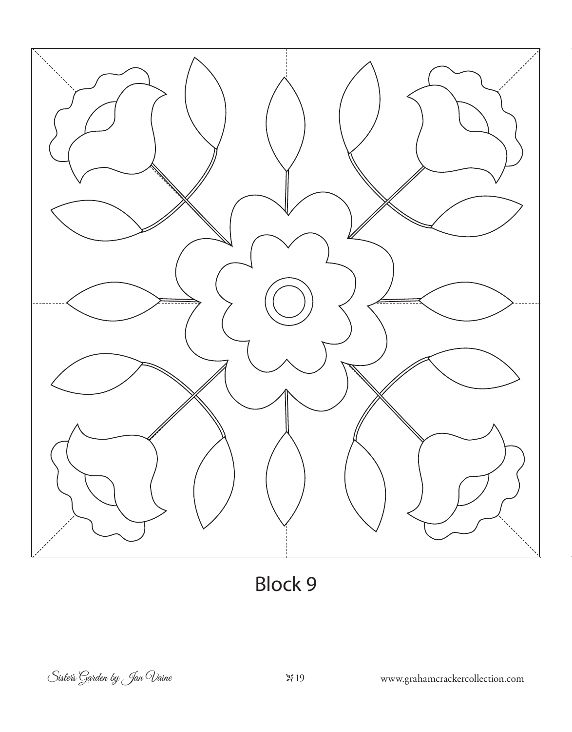Block 9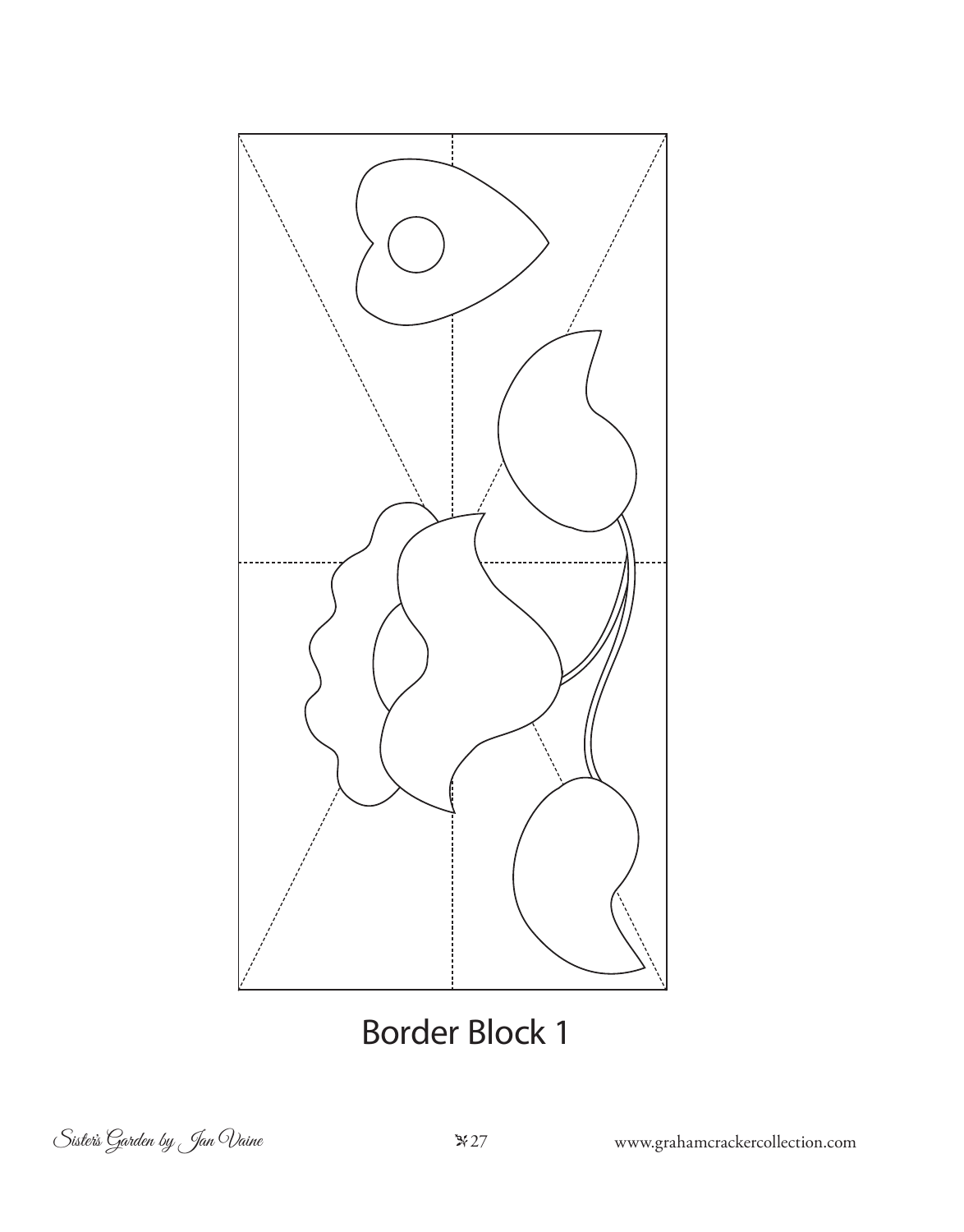Border Block 1